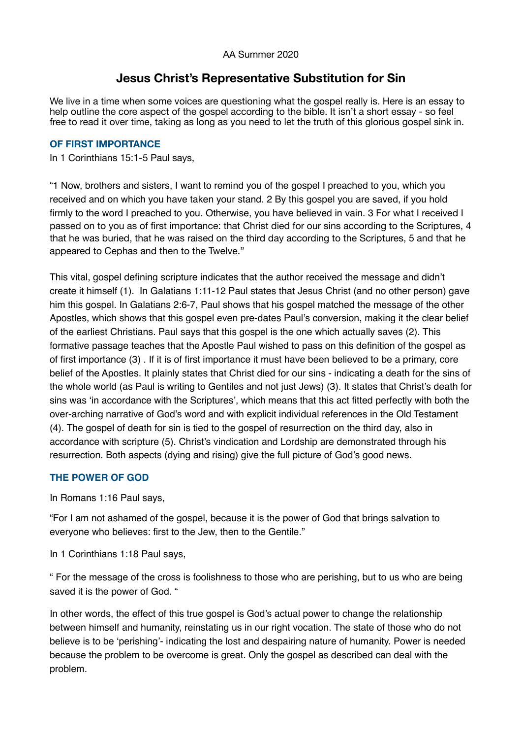AA Summer 2020

# Jesus Christ's Representative Substitution for Sin

We live in a time when some voices are questioning what the gospel really is. Here is an essay to help outline the core aspect of the gospel according to the bible. It isn't a short essay - so feel free to read it over time, taking as long as you need to let the truth of this glorious gospel sink in.

## OF FIRST IMPORTANCE

In 1 Corinthians 15:1-5 Paul says,

"1 Now, brothers and sisters, I want to remind you of the gospel I preached to you, which you received and on which you have taken your stand. 2 By this gospel you are saved, if you hold firmly to the word I preached to you. Otherwise, you have believed in vain. 3 For what I received I passed on to you as of first importance: that Christ died for our sins according to the Scriptures, 4 that he was buried, that he was raised on the third day according to the Scriptures, 5 and that he appeared to Cephas and then to the Twelve."

This vital, gospel defining scripture indicates that the author received the message and didn't create it himself (1). In Galatians 1:11-12 Paul states that Jesus Christ (and no other person) gave him this gospel. In Galatians 2:6-7, Paul shows that his gospel matched the message of the other Apostles, which shows that this gospel even pre-dates Paul's conversion, making it the clear belief of the earliest Christians. Paul says that this gospel is the one which actually saves (2). This formative passage teaches that the Apostle Paul wished to pass on this definition of the gospel as of first importance (3) . If it is of first importance it must have been believed to be a primary, core belief of the Apostles. It plainly states that Christ died for our sins - indicating a death for the sins of the whole world (as Paul is writing to Gentiles and not just Jews) (3). It states that Christ's death for sins was 'in accordance with the Scriptures', which means that this act fitted perfectly with both the over-arching narrative of God's word and with explicit individual references in the Old Testament (4). The gospel of death for sin is tied to the gospel of resurrection on the third day, also in accordance with scripture (5). Christ's vindication and Lordship are demonstrated through his resurrection. Both aspects (dying and rising) give the full picture of God's good news.

## THE POWER OF GOD

In Romans 1:16 Paul says,

"For I am not ashamed of the gospel, because it is the power of God that brings salvation to everyone who believes: first to the Jew, then to the Gentile."

In 1 Corinthians 1:18 Paul says,

" For the message of the cross is foolishness to those who are perishing, but to us who are being saved it is the power of God. "

In other words, the effect of this true gospel is God's actual power to change the relationship between himself and humanity, reinstating us in our right vocation. The state of those who do not believe is to be 'perishing'- indicating the lost and despairing nature of humanity. Power is needed because the problem to be overcome is great. Only the gospel as described can deal with the problem.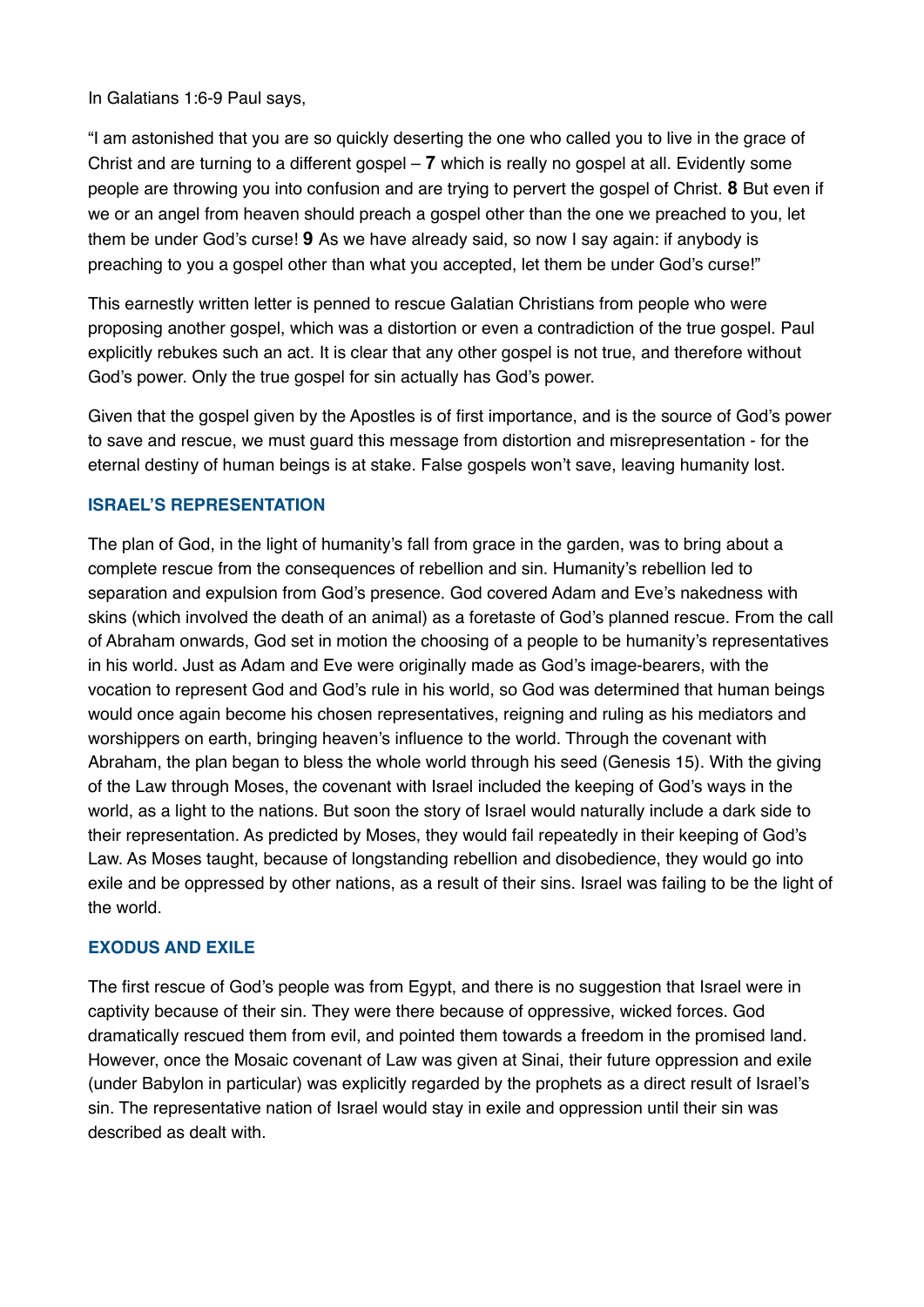In Galatians 1:6-9 Paul says,

"I am astonished that you are so quickly deserting the one who called you to live in the grace of Christ and are turning to a different gospel – **7** which is really no gospel at all. Evidently some people are throwing you into confusion and are trying to pervert the gospel of Christ. **8** But even if we or an angel from heaven should preach a gospel other than the one we preached to you, let them be under God's curse! **9** As we have already said, so now I say again: if anybody is preaching to you a gospel other than what you accepted, let them be under God's curse!"

This earnestly written letter is penned to rescue Galatian Christians from people who were proposing another gospel, which was a distortion or even a contradiction of the true gospel. Paul explicitly rebukes such an act. It is clear that any other gospel is not true, and therefore without God's power. Only the true gospel for sin actually has God's power.

Given that the gospel given by the Apostles is of first importance, and is the source of God's power to save and rescue, we must guard this message from distortion and misrepresentation - for the eternal destiny of human beings is at stake. False gospels won't save, leaving humanity lost.

## ISRAEL'S REPRESENTATION

The plan of God, in the light of humanity's fall from grace in the garden, was to bring about a complete rescue from the consequences of rebellion and sin. Humanity's rebellion led to separation and expulsion from God's presence. God covered Adam and Eve's nakedness with skins (which involved the death of an animal) as a foretaste of God's planned rescue. From the call of Abraham onwards, God set in motion the choosing of a people to be humanity's representatives in his world. Just as Adam and Eve were originally made as God's image-bearers, with the vocation to represent God and God's rule in his world, so God was determined that human beings would once again become his chosen representatives, reigning and ruling as his mediators and worshippers on earth, bringing heaven's influence to the world. Through the covenant with Abraham, the plan began to bless the whole world through his seed (Genesis 15). With the giving of the Law through Moses, the covenant with Israel included the keeping of God's ways in the world, as a light to the nations. But soon the story of Israel would naturally include a dark side to their representation. As predicted by Moses, they would fail repeatedly in their keeping of God's Law. As Moses taught, because of longstanding rebellion and disobedience, they would go into exile and be oppressed by other nations, as a result of their sins. Israel was failing to be the light of the world.

## EXODUS AND EXILE

The first rescue of God's people was from Egypt, and there is no suggestion that Israel were in captivity because of their sin. They were there because of oppressive, wicked forces. God dramatically rescued them from evil, and pointed them towards a freedom in the promised land. However, once the Mosaic covenant of Law was given at Sinai, their future oppression and exile (under Babylon in particular) was explicitly regarded by the prophets as a direct result of Israel's sin. The representative nation of Israel would stay in exile and oppression until their sin was described as dealt with.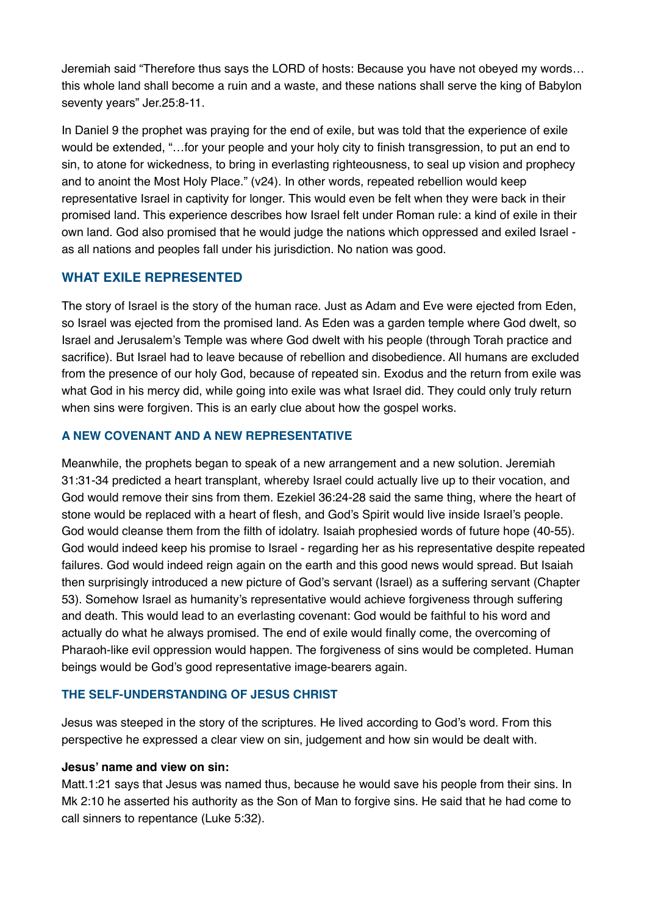Jeremiah said "Therefore thus says the LORD of hosts: Because you have not obeyed my words… this whole land shall become a ruin and a waste, and these nations shall serve the king of Babylon seventy years" Jer.25:8-11.

In Daniel 9 the prophet was praying for the end of exile, but was told that the experience of exile would be extended, "…for your people and your holy city to finish transgression, to put an end to sin, to atone for wickedness, to bring in everlasting righteousness, to seal up vision and prophecy and to anoint the Most Holy Place." (v24). In other words, repeated rebellion would keep representative Israel in captivity for longer. This would even be felt when they were back in their promised land. This experience describes how Israel felt under Roman rule: a kind of exile in their own land. God also promised that he would judge the nations which oppressed and exiled Israel - as all nations and peoples fall under his jurisdiction. No nation was good.

## WHAT EXILE REPRESENTED

The story of Israel is the story of the human race. Just as Adam and Eve were ejected from Eden, so Israel was ejected from the promised land. As Eden was a garden temple where God dwelt, so Israel and Jerusalem's Temple was where God dwelt with his people (through Torah practice and sacrifice). But Israel had to leave because of rebellion and disobedience. All humans are excluded from the presence of our holy God, because of repeated sin. Exodus and the return from exile was what God in his mercy did, while going into exile was what Israel did. They could only truly return when sins were forgiven. This is an early clue about how the gospel works.

### A NEW COVENANT AND A NEW REPRESENTATIVE

Meanwhile, the prophets began to speak of a new arrangement and a new solution. Jeremiah 31:31-34 predicted a heart transplant, whereby Israel could actually live up to their vocation, and God would remove their sins from them. Ezekiel 36:24-28 said the same thing, where the heart of stone would be replaced with a heart of flesh, and God's Spirit would live inside Israel's people. God would cleanse them from the filth of idolatry. Isaiah prophesied words of future hope (40-55). God would indeed keep his promise to Israel - regarding her as his representative despite repeated failures. God would indeed reign again on the earth and this good news would spread. But Isaiah then surprisingly introduced a new picture of God's servant (Israel) as a suffering servant (Chapter 53). Somehow Israel as humanity's representative would achieve forgiveness through suffering and death. This would lead to an everlasting covenant: God would be faithful to his word and actually do what he always promised. The end of exile would finally come, the overcoming of Pharaoh-like evil oppression would happen. The forgiveness of sins would be completed. Human beings would be God's good representative image-bearers again.

### THE SELF-UNDERSTANDING OF JESUS CHRIST

Jesus was steeped in the story of the scriptures. He lived according to God's word. From this perspective he expressed a clear view on sin, judgement and how sin would be dealt with.

**Jesus' name and view on sin:**
Matt.1:21 says that Jesus was named thus, because he would save his people from their sins. In Mk 2:10 he asserted his authority as the Son of Man to forgive sins. He said that he had come to call sinners to repentance (Luke 5:32).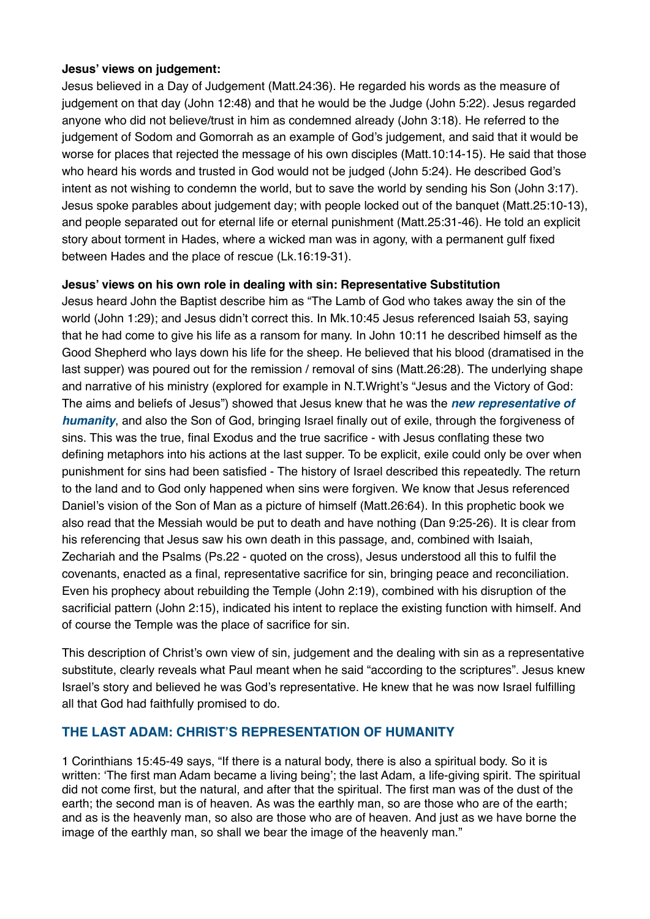**Jesus' views on judgement:**

Jesus believed in a Day of Judgement (Matt.24:36). He regarded his words as the measure of judgement on that day (John 12:48) and that he would be the Judge (John 5:22). Jesus regarded anyone who did not believe/trust in him as condemned already (John 3:18). He referred to the judgement of Sodom and Gomorrah as an example of God's judgement, and said that it would be worse for places that rejected the message of his own disciples (Matt.10:14-15). He said that those who heard his words and trusted in God would not be judged (John 5:24). He described God's intent as not wishing to condemn the world, but to save the world by sending his Son (John 3:17). Jesus spoke parables about judgement day; with people locked out of the banquet (Matt.25:10-13), and people separated out for eternal life or eternal punishment (Matt.25:31-46). He told an explicit story about torment in Hades, where a wicked man was in agony, with a permanent gulf fixed between Hades and the place of rescue (Lk.16:19-31).

**Jesus' views on his own role in dealing with sin: Representative Substitution**

Jesus heard John the Baptist describe him as "The Lamb of God who takes away the sin of the world (John 1:29); and Jesus didn't correct this. In Mk.10:45 Jesus referenced Isaiah 53, saying that he had come to give his life as a ransom for many. In John 10:11 he described himself as the Good Shepherd who lays down his life for the sheep. He believed that his blood (dramatised in the last supper) was poured out for the remission / removal of sins (Matt.26:28). The underlying shape and narrative of his ministry (explored for example in N.T.Wright's "Jesus and the Victory of God: The aims and beliefs of Jesus") showed that Jesus knew that he was the ***new representative of humanity***, and also the Son of God, bringing Israel finally out of exile, through the forgiveness of sins. This was the true, final Exodus and the true sacrifice - with Jesus conflating these two defining metaphors into his actions at the last supper. To be explicit, exile could only be over when punishment for sins had been satisfied - The history of Israel described this repeatedly. The return to the land and to God only happened when sins were forgiven. We know that Jesus referenced Daniel's vision of the Son of Man as a picture of himself (Matt.26:64). In this prophetic book we also read that the Messiah would be put to death and have nothing (Dan 9:25-26). It is clear from his referencing that Jesus saw his own death in this passage, and, combined with Isaiah, Zechariah and the Psalms (Ps.22 - quoted on the cross), Jesus understood all this to fulfil the covenants, enacted as a final, representative sacrifice for sin, bringing peace and reconciliation. Even his prophecy about rebuilding the Temple (John 2:19), combined with his disruption of the sacrificial pattern (John 2:15), indicated his intent to replace the existing function with himself. And of course the Temple was the place of sacrifice for sin.

This description of Christ's own view of sin, judgement and the dealing with sin as a representative substitute, clearly reveals what Paul meant when he said "according to the scriptures". Jesus knew Israel's story and believed he was God's representative. He knew that he was now Israel fulfilling all that God had faithfully promised to do.

## THE LAST ADAM: CHRIST'S REPRESENTATION OF HUMANITY

1 Corinthians 15:45-49 says, "If there is a natural body, there is also a spiritual body. So it is written: 'The first man Adam became a living being'; the last Adam, a life-giving spirit. The spiritual did not come first, but the natural, and after that the spiritual. The first man was of the dust of the earth; the second man is of heaven. As was the earthly man, so are those who are of the earth; and as is the heavenly man, so also are those who are of heaven. And just as we have borne the image of the earthly man, so shall we bear the image of the heavenly man."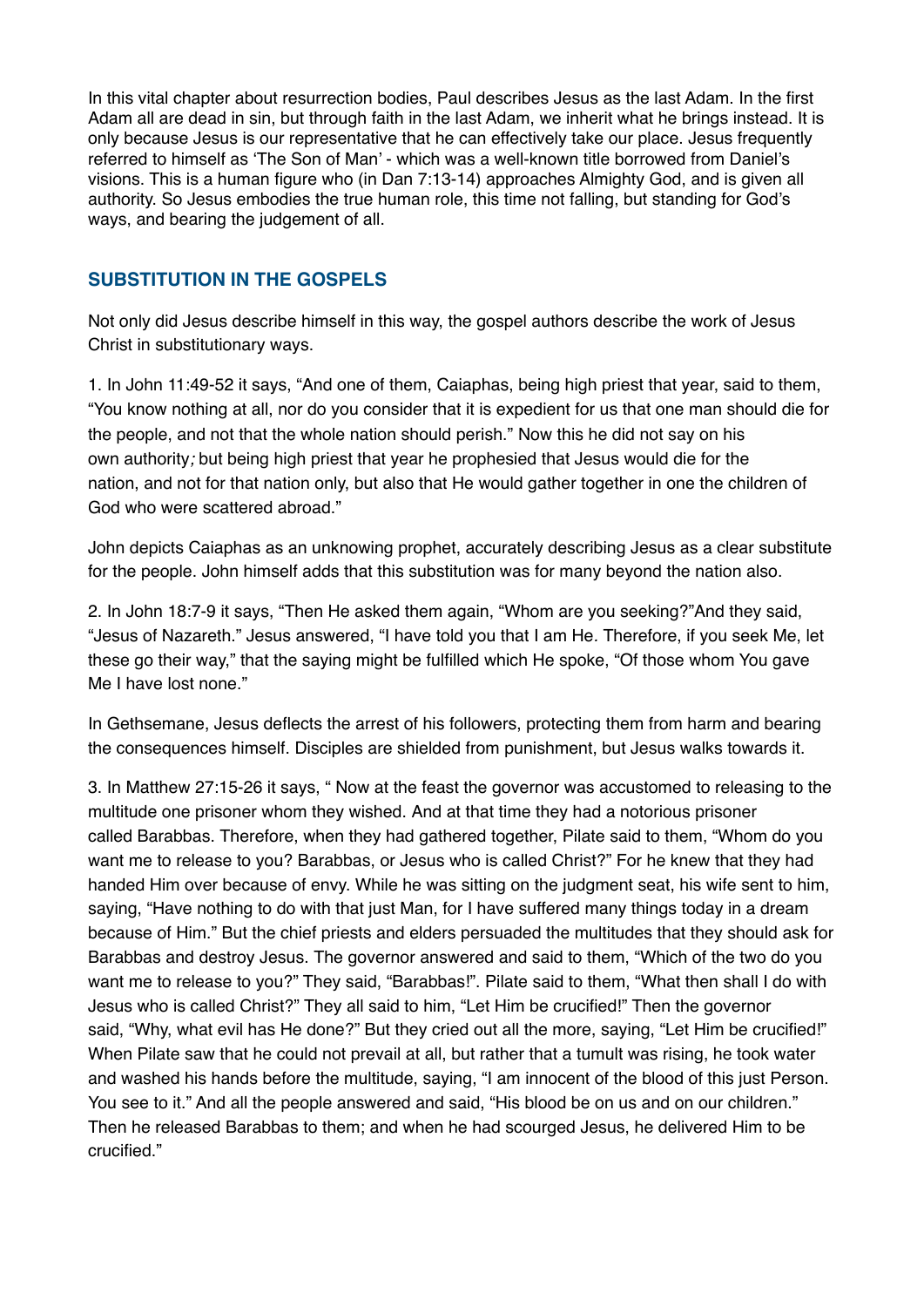In this vital chapter about resurrection bodies, Paul describes Jesus as the last Adam. In the first Adam all are dead in sin, but through faith in the last Adam, we inherit what he brings instead. It is only because Jesus is our representative that he can effectively take our place. Jesus frequently referred to himself as 'The Son of Man' - which was a well-known title borrowed from Daniel's visions. This is a human figure who (in Dan 7:13-14) approaches Almighty God, and is given all authority. So Jesus embodies the true human role, this time not falling, but standing for God's ways, and bearing the judgement of all.

## SUBSTITUTION IN THE GOSPELS

Not only did Jesus describe himself in this way, the gospel authors describe the work of Jesus Christ in substitutionary ways.

1. In John 11:49-52 it says, "And one of them, Caiaphas, being high priest that year, said to them, "You know nothing at all, nor do you consider that it is expedient for us that one man should die for the people, and not that the whole nation should perish." Now this he did not say on his own authority*;* but being high priest that year he prophesied that Jesus would die for the nation, and not for that nation only, but also that He would gather together in one the children of God who were scattered abroad."

John depicts Caiaphas as an unknowing prophet, accurately describing Jesus as a clear substitute for the people. John himself adds that this substitution was for many beyond the nation also.

2. In John 18:7-9 it says, "Then He asked them again, "Whom are you seeking?"And they said, "Jesus of Nazareth." Jesus answered, "I have told you that I am He. Therefore, if you seek Me, let these go their way," that the saying might be fulfilled which He spoke, "Of those whom You gave Me I have lost none."

In Gethsemane, Jesus deflects the arrest of his followers, protecting them from harm and bearing the consequences himself. Disciples are shielded from punishment, but Jesus walks towards it.

3. In Matthew 27:15-26 it says, " Now at the feast the governor was accustomed to releasing to the multitude one prisoner whom they wished. And at that time they had a notorious prisoner called Barabbas. Therefore, when they had gathered together, Pilate said to them, "Whom do you want me to release to you? Barabbas, or Jesus who is called Christ?" For he knew that they had handed Him over because of envy. While he was sitting on the judgment seat, his wife sent to him, saying, "Have nothing to do with that just Man, for I have suffered many things today in a dream because of Him." But the chief priests and elders persuaded the multitudes that they should ask for Barabbas and destroy Jesus. The governor answered and said to them, "Which of the two do you want me to release to you?" They said, "Barabbas!". Pilate said to them, "What then shall I do with Jesus who is called Christ?" They all said to him, "Let Him be crucified!" Then the governor said, "Why, what evil has He done?" But they cried out all the more, saying, "Let Him be crucified!" When Pilate saw that he could not prevail at all, but rather that a tumult was rising, he took water and washed his hands before the multitude, saying, "I am innocent of the blood of this just Person. You see to it." And all the people answered and said, "His blood be on us and on our children." Then he released Barabbas to them; and when he had scourged Jesus, he delivered Him to be crucified."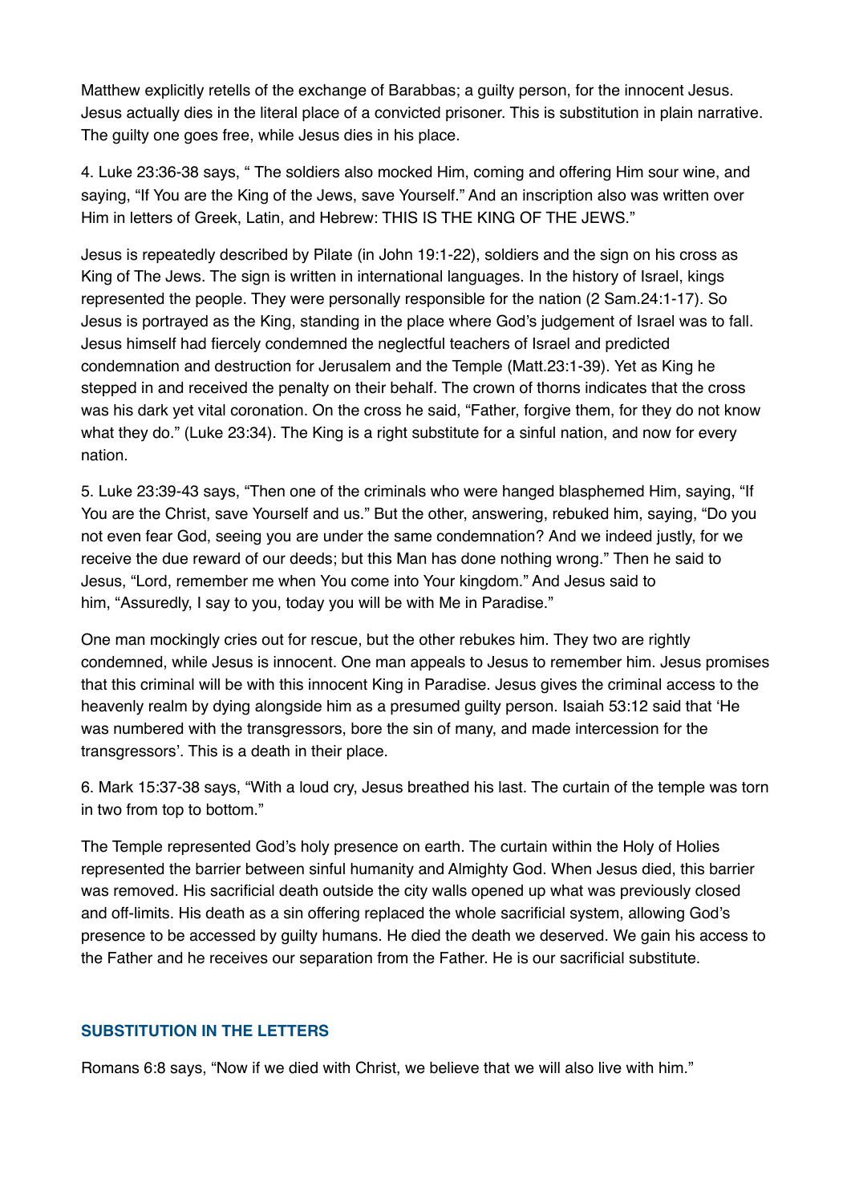Matthew explicitly retells of the exchange of Barabbas; a guilty person, for the innocent Jesus. Jesus actually dies in the literal place of a convicted prisoner. This is substitution in plain narrative. The guilty one goes free, while Jesus dies in his place.

4. Luke 23:36-38 says, " The soldiers also mocked Him, coming and offering Him sour wine, and saying, "If You are the King of the Jews, save Yourself." And an inscription also was written over Him in letters of Greek, Latin, and Hebrew: THIS IS THE KING OF THE JEWS."

Jesus is repeatedly described by Pilate (in John 19:1-22), soldiers and the sign on his cross as King of The Jews. The sign is written in international languages. In the history of Israel, kings represented the people. They were personally responsible for the nation (2 Sam.24:1-17). So Jesus is portrayed as the King, standing in the place where God's judgement of Israel was to fall. Jesus himself had fiercely condemned the neglectful teachers of Israel and predicted condemnation and destruction for Jerusalem and the Temple (Matt.23:1-39). Yet as King he stepped in and received the penalty on their behalf. The crown of thorns indicates that the cross was his dark yet vital coronation. On the cross he said, "Father, forgive them, for they do not know what they do." (Luke 23:34). The King is a right substitute for a sinful nation, and now for every nation.

5. Luke 23:39-43 says, "Then one of the criminals who were hanged blasphemed Him, saying, "If You are the Christ, save Yourself and us." But the other, answering, rebuked him, saying, "Do you not even fear God, seeing you are under the same condemnation? And we indeed justly, for we receive the due reward of our deeds; but this Man has done nothing wrong." Then he said to Jesus, "Lord, remember me when You come into Your kingdom." And Jesus said to him, "Assuredly, I say to you, today you will be with Me in Paradise."

One man mockingly cries out for rescue, but the other rebukes him. They two are rightly condemned, while Jesus is innocent. One man appeals to Jesus to remember him. Jesus promises that this criminal will be with this innocent King in Paradise. Jesus gives the criminal access to the heavenly realm by dying alongside him as a presumed guilty person. Isaiah 53:12 said that 'He was numbered with the transgressors, bore the sin of many, and made intercession for the transgressors'. This is a death in their place.

6. Mark 15:37-38 says, "With a loud cry, Jesus breathed his last. The curtain of the temple was torn in two from top to bottom."

The Temple represented God's holy presence on earth. The curtain within the Holy of Holies represented the barrier between sinful humanity and Almighty God. When Jesus died, this barrier was removed. His sacrificial death outside the city walls opened up what was previously closed and off-limits. His death as a sin offering replaced the whole sacrificial system, allowing God's presence to be accessed by guilty humans. He died the death we deserved. We gain his access to the Father and he receives our separation from the Father. He is our sacrificial substitute.

## SUBSTITUTION IN THE LETTERS

Romans 6:8 says, "Now if we died with Christ, we believe that we will also live with him."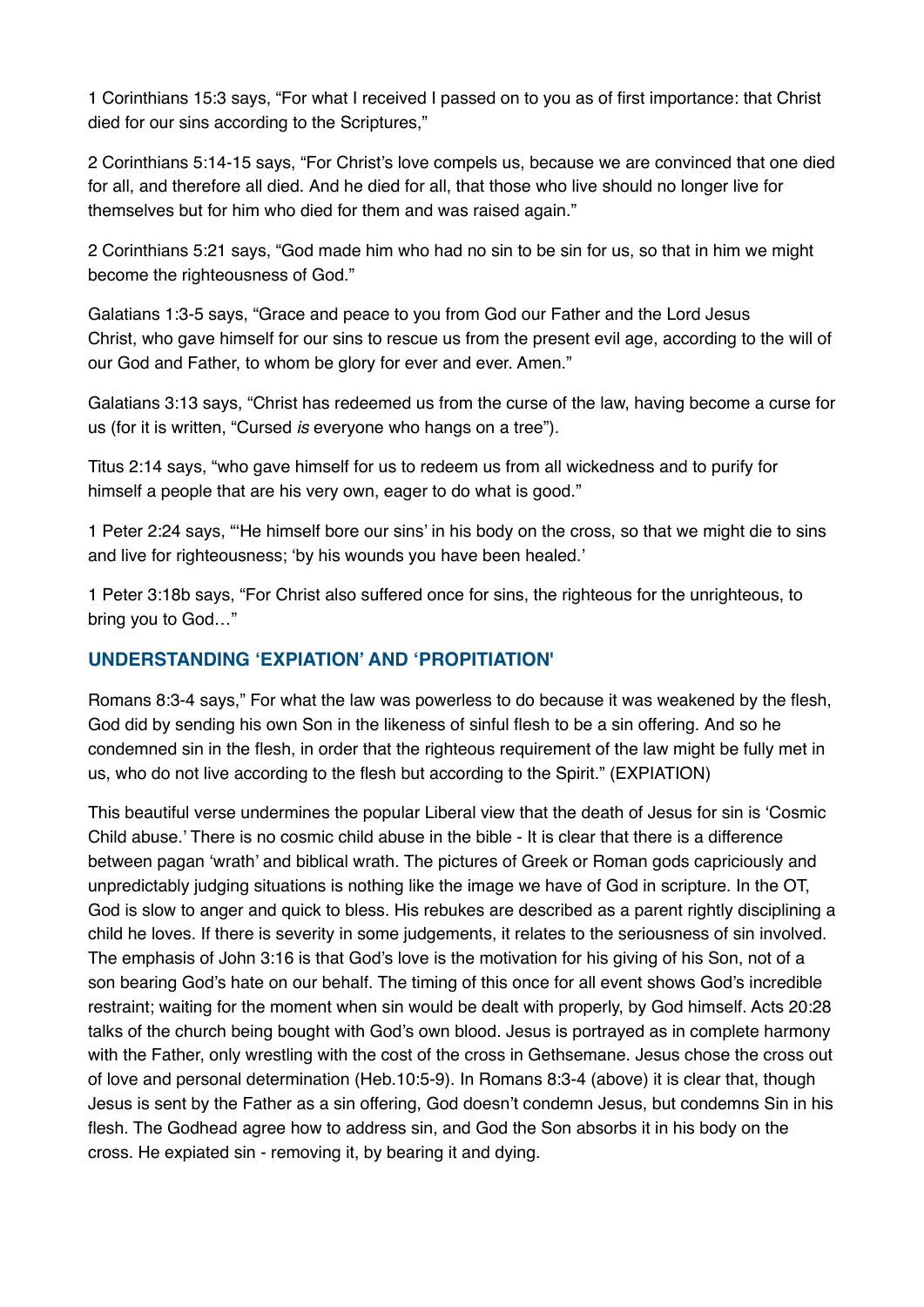1 Corinthians 15:3 says, "For what I received I passed on to you as of first importance: that Christ died for our sins according to the Scriptures,"

2 Corinthians 5:14-15 says, "For Christ's love compels us, because we are convinced that one died for all, and therefore all died. And he died for all, that those who live should no longer live for themselves but for him who died for them and was raised again."

2 Corinthians 5:21 says, "God made him who had no sin to be sin for us, so that in him we might become the righteousness of God."

Galatians 1:3-5 says, "Grace and peace to you from God our Father and the Lord Jesus Christ, who gave himself for our sins to rescue us from the present evil age, according to the will of our God and Father, to whom be glory for ever and ever. Amen."

Galatians 3:13 says, "Christ has redeemed us from the curse of the law, having become a curse for us (for it is written, "Cursed *is* everyone who hangs on a tree").

Titus 2:14 says, "who gave himself for us to redeem us from all wickedness and to purify for himself a people that are his very own, eager to do what is good."

1 Peter 2:24 says, "'He himself bore our sins' in his body on the cross, so that we might die to sins and live for righteousness; 'by his wounds you have been healed.'

1 Peter 3:18b says, "For Christ also suffered once for sins, the righteous for the unrighteous, to bring you to God…"

## UNDERSTANDING 'EXPIATION' AND 'PROPITIATION'

Romans 8:3-4 says," For what the law was powerless to do because it was weakened by the flesh, God did by sending his own Son in the likeness of sinful flesh to be a sin offering. And so he condemned sin in the flesh, in order that the righteous requirement of the law might be fully met in us, who do not live according to the flesh but according to the Spirit." (EXPIATION)

This beautiful verse undermines the popular Liberal view that the death of Jesus for sin is 'Cosmic Child abuse.' There is no cosmic child abuse in the bible - It is clear that there is a difference between pagan 'wrath' and biblical wrath. The pictures of Greek or Roman gods capriciously and unpredictably judging situations is nothing like the image we have of God in scripture. In the OT, God is slow to anger and quick to bless. His rebukes are described as a parent rightly disciplining a child he loves. If there is severity in some judgements, it relates to the seriousness of sin involved. The emphasis of John 3:16 is that God's love is the motivation for his giving of his Son, not of a son bearing God's hate on our behalf. The timing of this once for all event shows God's incredible restraint; waiting for the moment when sin would be dealt with properly, by God himself. Acts 20:28 talks of the church being bought with God's own blood. Jesus is portrayed as in complete harmony with the Father, only wrestling with the cost of the cross in Gethsemane. Jesus chose the cross out of love and personal determination (Heb.10:5-9). In Romans 8:3-4 (above) it is clear that, though Jesus is sent by the Father as a sin offering, God doesn't condemn Jesus, but condemns Sin in his flesh. The Godhead agree how to address sin, and God the Son absorbs it in his body on the cross. He expiated sin - removing it, by bearing it and dying.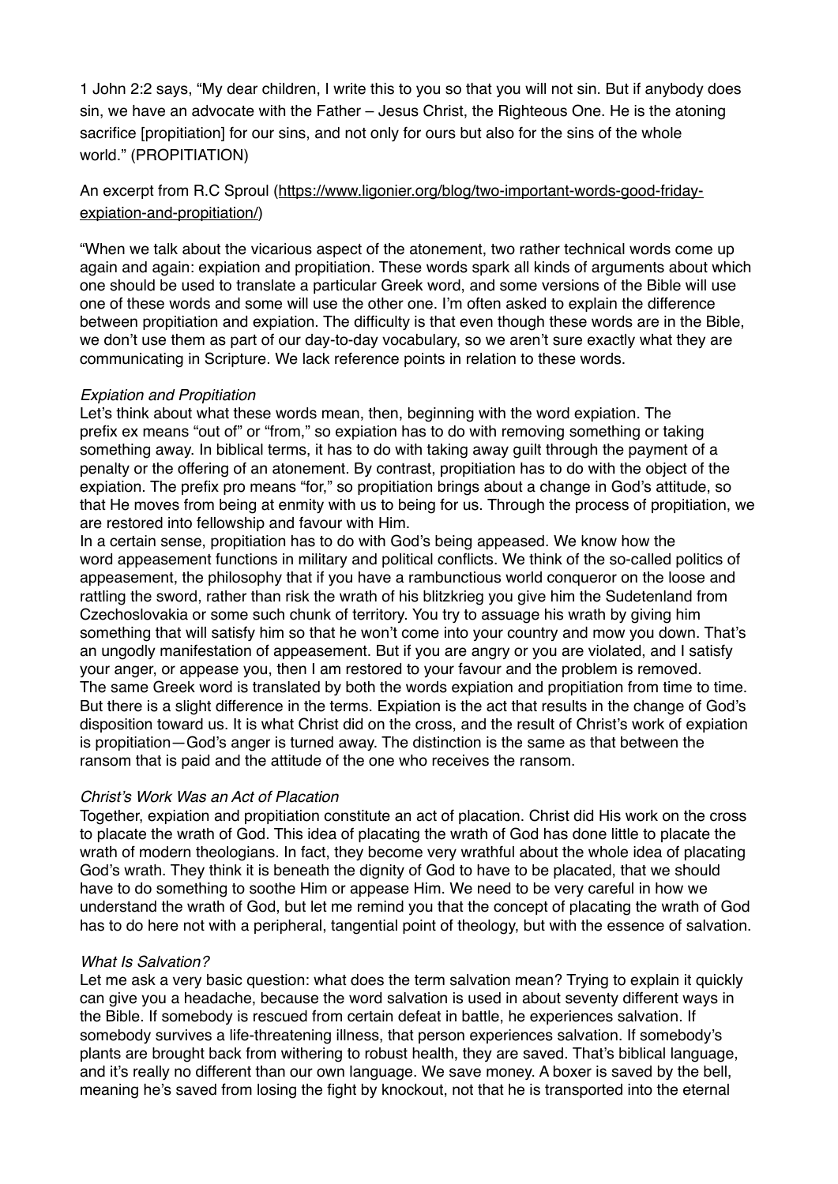1 John 2:2 says, "My dear children, I write this to you so that you will not sin. But if anybody does sin, we have an advocate with the Father – Jesus Christ, the Righteous One. He is the atoning sacrifice [propitiation] for our sins, and not only for ours but also for the sins of the whole world." (PROPITIATION)

An excerpt from R.C Sproul (https://www.ligonier.org/blog/two-important-words-good-friday-expiation-and-propitiation/)

"When we talk about the vicarious aspect of the atonement, two rather technical words come up again and again: expiation and propitiation. These words spark all kinds of arguments about which one should be used to translate a particular Greek word, and some versions of the Bible will use one of these words and some will use the other one. I'm often asked to explain the difference between propitiation and expiation. The difficulty is that even though these words are in the Bible, we don't use them as part of our day-to-day vocabulary, so we aren't sure exactly what they are communicating in Scripture. We lack reference points in relation to these words.

*Expiation and Propitiation*

Let's think about what these words mean, then, beginning with the word expiation. The prefix ex means "out of" or "from," so expiation has to do with removing something or taking something away. In biblical terms, it has to do with taking away guilt through the payment of a penalty or the offering of an atonement. By contrast, propitiation has to do with the object of the expiation. The prefix pro means "for," so propitiation brings about a change in God's attitude, so that He moves from being at enmity with us to being for us. Through the process of propitiation, we are restored into fellowship and favour with Him.

In a certain sense, propitiation has to do with God's being appeased. We know how the word appeasement functions in military and political conflicts. We think of the so-called politics of appeasement, the philosophy that if you have a rambunctious world conqueror on the loose and rattling the sword, rather than risk the wrath of his blitzkrieg you give him the Sudetenland from Czechoslovakia or some such chunk of territory. You try to assuage his wrath by giving him something that will satisfy him so that he won't come into your country and mow you down. That's an ungodly manifestation of appeasement. But if you are angry or you are violated, and I satisfy your anger, or appease you, then I am restored to your favour and the problem is removed.

The same Greek word is translated by both the words expiation and propitiation from time to time. But there is a slight difference in the terms. Expiation is the act that results in the change of God's disposition toward us. It is what Christ did on the cross, and the result of Christ's work of expiation is propitiation—God's anger is turned away. The distinction is the same as that between the ransom that is paid and the attitude of the one who receives the ransom.

*Christ's Work Was an Act of Placation*

Together, expiation and propitiation constitute an act of placation. Christ did His work on the cross to placate the wrath of God. This idea of placating the wrath of God has done little to placate the wrath of modern theologians. In fact, they become very wrathful about the whole idea of placating God's wrath. They think it is beneath the dignity of God to have to be placated, that we should have to do something to soothe Him or appease Him. We need to be very careful in how we understand the wrath of God, but let me remind you that the concept of placating the wrath of God has to do here not with a peripheral, tangential point of theology, but with the essence of salvation.

*What Is Salvation?*

Let me ask a very basic question: what does the term salvation mean? Trying to explain it quickly can give you a headache, because the word salvation is used in about seventy different ways in the Bible. If somebody is rescued from certain defeat in battle, he experiences salvation. If somebody survives a life-threatening illness, that person experiences salvation. If somebody's plants are brought back from withering to robust health, they are saved. That's biblical language, and it's really no different than our own language. We save money. A boxer is saved by the bell, meaning he's saved from losing the fight by knockout, not that he is transported into the eternal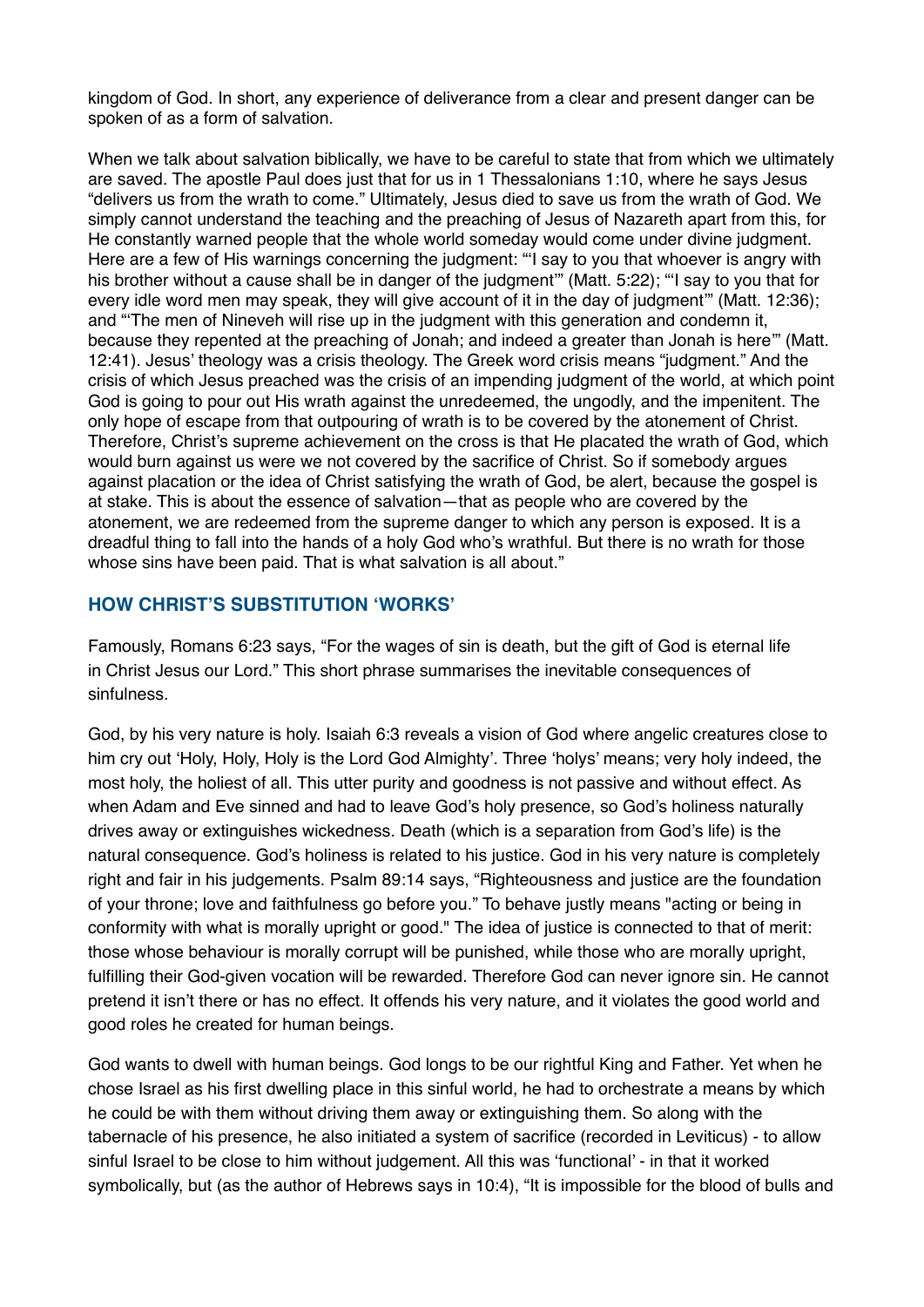kingdom of God. In short, any experience of deliverance from a clear and present danger can be spoken of as a form of salvation.

When we talk about salvation biblically, we have to be careful to state that from which we ultimately are saved. The apostle Paul does just that for us in 1 Thessalonians 1:10, where he says Jesus "delivers us from the wrath to come." Ultimately, Jesus died to save us from the wrath of God. We simply cannot understand the teaching and the preaching of Jesus of Nazareth apart from this, for He constantly warned people that the whole world someday would come under divine judgment. Here are a few of His warnings concerning the judgment: "'I say to you that whoever is angry with his brother without a cause shall be in danger of the judgment'" (Matt. 5:22); "'I say to you that for every idle word men may speak, they will give account of it in the day of judgment'" (Matt. 12:36); and "'The men of Nineveh will rise up in the judgment with this generation and condemn it, because they repented at the preaching of Jonah; and indeed a greater than Jonah is here'" (Matt. 12:41). Jesus' theology was a crisis theology. The Greek word crisis means "judgment." And the crisis of which Jesus preached was the crisis of an impending judgment of the world, at which point God is going to pour out His wrath against the unredeemed, the ungodly, and the impenitent. The only hope of escape from that outpouring of wrath is to be covered by the atonement of Christ. Therefore, Christ's supreme achievement on the cross is that He placated the wrath of God, which would burn against us were we not covered by the sacrifice of Christ. So if somebody argues against placation or the idea of Christ satisfying the wrath of God, be alert, because the gospel is at stake. This is about the essence of salvation—that as people who are covered by the atonement, we are redeemed from the supreme danger to which any person is exposed. It is a dreadful thing to fall into the hands of a holy God who's wrathful. But there is no wrath for those whose sins have been paid. That is what salvation is all about."

## HOW CHRIST'S SUBSTITUTION 'WORKS'

Famously, Romans 6:23 says, "For the wages of sin is death, but the gift of God is eternal life in Christ Jesus our Lord." This short phrase summarises the inevitable consequences of sinfulness.

God, by his very nature is holy. Isaiah 6:3 reveals a vision of God where angelic creatures close to him cry out 'Holy, Holy, Holy is the Lord God Almighty'. Three 'holys' means; very holy indeed, the most holy, the holiest of all. This utter purity and goodness is not passive and without effect. As when Adam and Eve sinned and had to leave God's holy presence, so God's holiness naturally drives away or extinguishes wickedness. Death (which is a separation from God's life) is the natural consequence. God's holiness is related to his justice. God in his very nature is completely right and fair in his judgements. Psalm 89:14 says, "Righteousness and justice are the foundation of your throne; love and faithfulness go before you." To behave justly means "acting or being in conformity with what is morally upright or good." The idea of justice is connected to that of merit: those whose behaviour is morally corrupt will be punished, while those who are morally upright, fulfilling their God-given vocation will be rewarded. Therefore God can never ignore sin. He cannot pretend it isn't there or has no effect. It offends his very nature, and it violates the good world and good roles he created for human beings.

God wants to dwell with human beings. God longs to be our rightful King and Father. Yet when he chose Israel as his first dwelling place in this sinful world, he had to orchestrate a means by which he could be with them without driving them away or extinguishing them. So along with the tabernacle of his presence, he also initiated a system of sacrifice (recorded in Leviticus) - to allow sinful Israel to be close to him without judgement. All this was 'functional' - in that it worked symbolically, but (as the author of Hebrews says in 10:4), "It is impossible for the blood of bulls and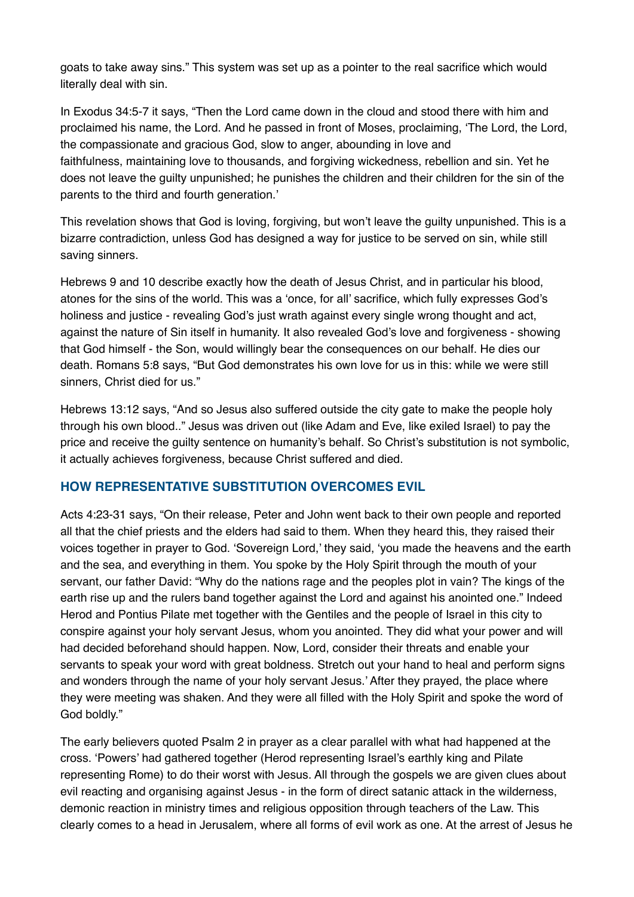goats to take away sins." This system was set up as a pointer to the real sacrifice which would literally deal with sin.

In Exodus 34:5-7 it says, "Then the Lord came down in the cloud and stood there with him and proclaimed his name, the Lord. And he passed in front of Moses, proclaiming, 'The Lord, the Lord, the compassionate and gracious God, slow to anger, abounding in love and faithfulness, maintaining love to thousands, and forgiving wickedness, rebellion and sin. Yet he does not leave the guilty unpunished; he punishes the children and their children for the sin of the parents to the third and fourth generation.'

This revelation shows that God is loving, forgiving, but won't leave the guilty unpunished. This is a bizarre contradiction, unless God has designed a way for justice to be served on sin, while still saving sinners.

Hebrews 9 and 10 describe exactly how the death of Jesus Christ, and in particular his blood, atones for the sins of the world. This was a 'once, for all' sacrifice, which fully expresses God's holiness and justice - revealing God's just wrath against every single wrong thought and act, against the nature of Sin itself in humanity. It also revealed God's love and forgiveness - showing that God himself - the Son, would willingly bear the consequences on our behalf. He dies our death. Romans 5:8 says, "But God demonstrates his own love for us in this: while we were still sinners, Christ died for us."

Hebrews 13:12 says, "And so Jesus also suffered outside the city gate to make the people holy through his own blood.." Jesus was driven out (like Adam and Eve, like exiled Israel) to pay the price and receive the guilty sentence on humanity's behalf. So Christ's substitution is not symbolic, it actually achieves forgiveness, because Christ suffered and died.

### HOW REPRESENTATIVE SUBSTITUTION OVERCOMES EVIL

Acts 4:23-31 says, "On their release, Peter and John went back to their own people and reported all that the chief priests and the elders had said to them. When they heard this, they raised their voices together in prayer to God. 'Sovereign Lord,' they said, 'you made the heavens and the earth and the sea, and everything in them. You spoke by the Holy Spirit through the mouth of your servant, our father David: "Why do the nations rage and the peoples plot in vain? The kings of the earth rise up and the rulers band together against the Lord and against his anointed one." Indeed Herod and Pontius Pilate met together with the Gentiles and the people of Israel in this city to conspire against your holy servant Jesus, whom you anointed. They did what your power and will had decided beforehand should happen. Now, Lord, consider their threats and enable your servants to speak your word with great boldness. Stretch out your hand to heal and perform signs and wonders through the name of your holy servant Jesus.' After they prayed, the place where they were meeting was shaken. And they were all filled with the Holy Spirit and spoke the word of God boldly."

The early believers quoted Psalm 2 in prayer as a clear parallel with what had happened at the cross. 'Powers' had gathered together (Herod representing Israel's earthly king and Pilate representing Rome) to do their worst with Jesus. All through the gospels we are given clues about evil reacting and organising against Jesus - in the form of direct satanic attack in the wilderness, demonic reaction in ministry times and religious opposition through teachers of the Law. This clearly comes to a head in Jerusalem, where all forms of evil work as one. At the arrest of Jesus he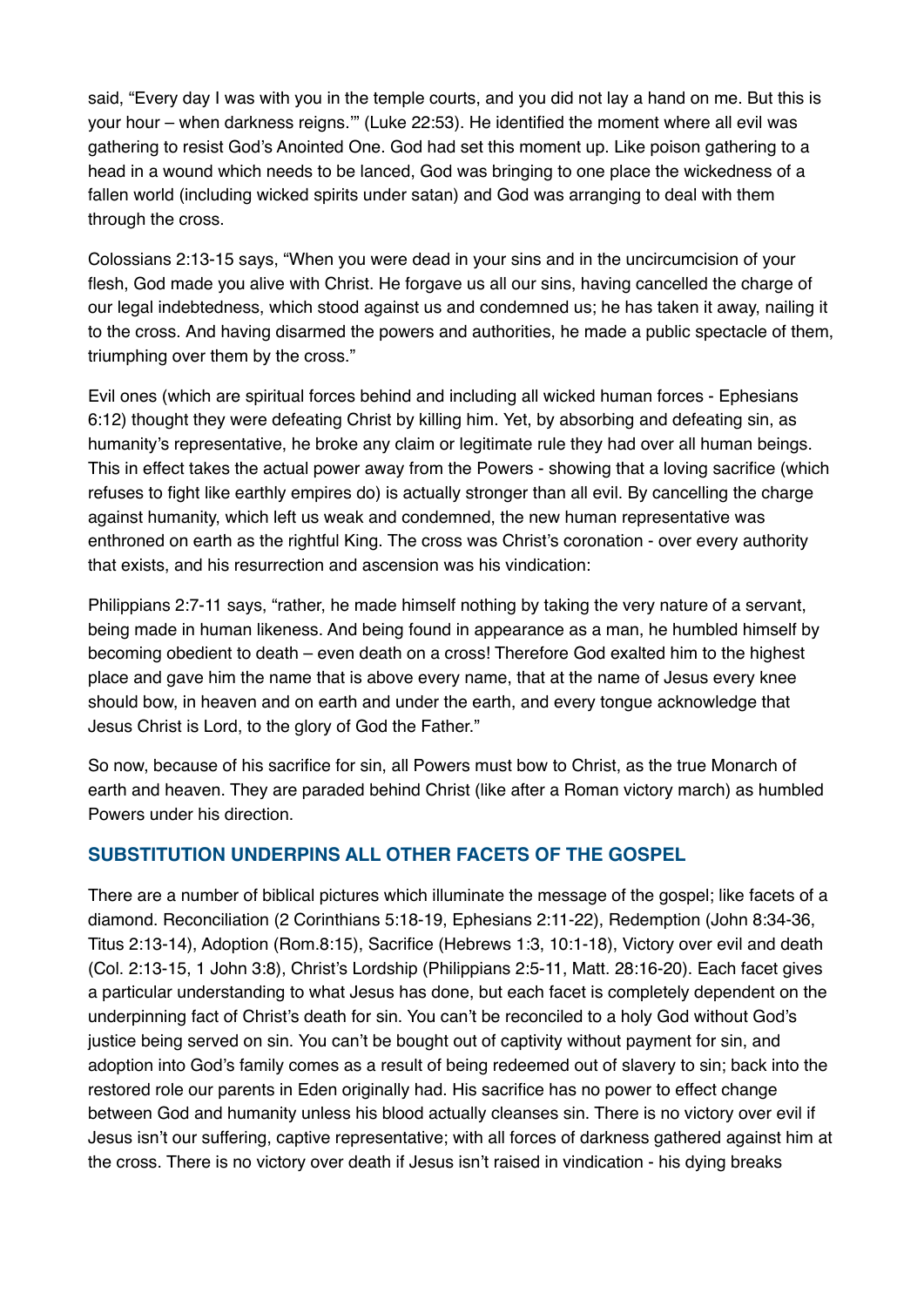said, "Every day I was with you in the temple courts, and you did not lay a hand on me. But this is your hour – when darkness reigns.'" (Luke 22:53). He identified the moment where all evil was gathering to resist God's Anointed One. God had set this moment up. Like poison gathering to a head in a wound which needs to be lanced, God was bringing to one place the wickedness of a fallen world (including wicked spirits under satan) and God was arranging to deal with them through the cross.

Colossians 2:13-15 says, "When you were dead in your sins and in the uncircumcision of your flesh, God made you alive with Christ. He forgave us all our sins, having cancelled the charge of our legal indebtedness, which stood against us and condemned us; he has taken it away, nailing it to the cross. And having disarmed the powers and authorities, he made a public spectacle of them, triumphing over them by the cross."

Evil ones (which are spiritual forces behind and including all wicked human forces - Ephesians 6:12) thought they were defeating Christ by killing him. Yet, by absorbing and defeating sin, as humanity's representative, he broke any claim or legitimate rule they had over all human beings. This in effect takes the actual power away from the Powers - showing that a loving sacrifice (which refuses to fight like earthly empires do) is actually stronger than all evil. By cancelling the charge against humanity, which left us weak and condemned, the new human representative was enthroned on earth as the rightful King. The cross was Christ's coronation - over every authority that exists, and his resurrection and ascension was his vindication:

Philippians 2:7-11 says, "rather, he made himself nothing by taking the very nature of a servant, being made in human likeness. And being found in appearance as a man, he humbled himself by becoming obedient to death – even death on a cross! Therefore God exalted him to the highest place and gave him the name that is above every name, that at the name of Jesus every knee should bow, in heaven and on earth and under the earth, and every tongue acknowledge that Jesus Christ is Lord, to the glory of God the Father."

So now, because of his sacrifice for sin, all Powers must bow to Christ, as the true Monarch of earth and heaven. They are paraded behind Christ (like after a Roman victory march) as humbled Powers under his direction.

## SUBSTITUTION UNDERPINS ALL OTHER FACETS OF THE GOSPEL

There are a number of biblical pictures which illuminate the message of the gospel; like facets of a diamond. Reconciliation (2 Corinthians 5:18-19, Ephesians 2:11-22), Redemption (John 8:34-36, Titus 2:13-14), Adoption (Rom.8:15), Sacrifice (Hebrews 1:3, 10:1-18), Victory over evil and death (Col. 2:13-15, 1 John 3:8), Christ's Lordship (Philippians 2:5-11, Matt. 28:16-20). Each facet gives a particular understanding to what Jesus has done, but each facet is completely dependent on the underpinning fact of Christ's death for sin. You can't be reconciled to a holy God without God's justice being served on sin. You can't be bought out of captivity without payment for sin, and adoption into God's family comes as a result of being redeemed out of slavery to sin; back into the restored role our parents in Eden originally had. His sacrifice has no power to effect change between God and humanity unless his blood actually cleanses sin. There is no victory over evil if Jesus isn't our suffering, captive representative; with all forces of darkness gathered against him at the cross. There is no victory over death if Jesus isn't raised in vindication - his dying breaks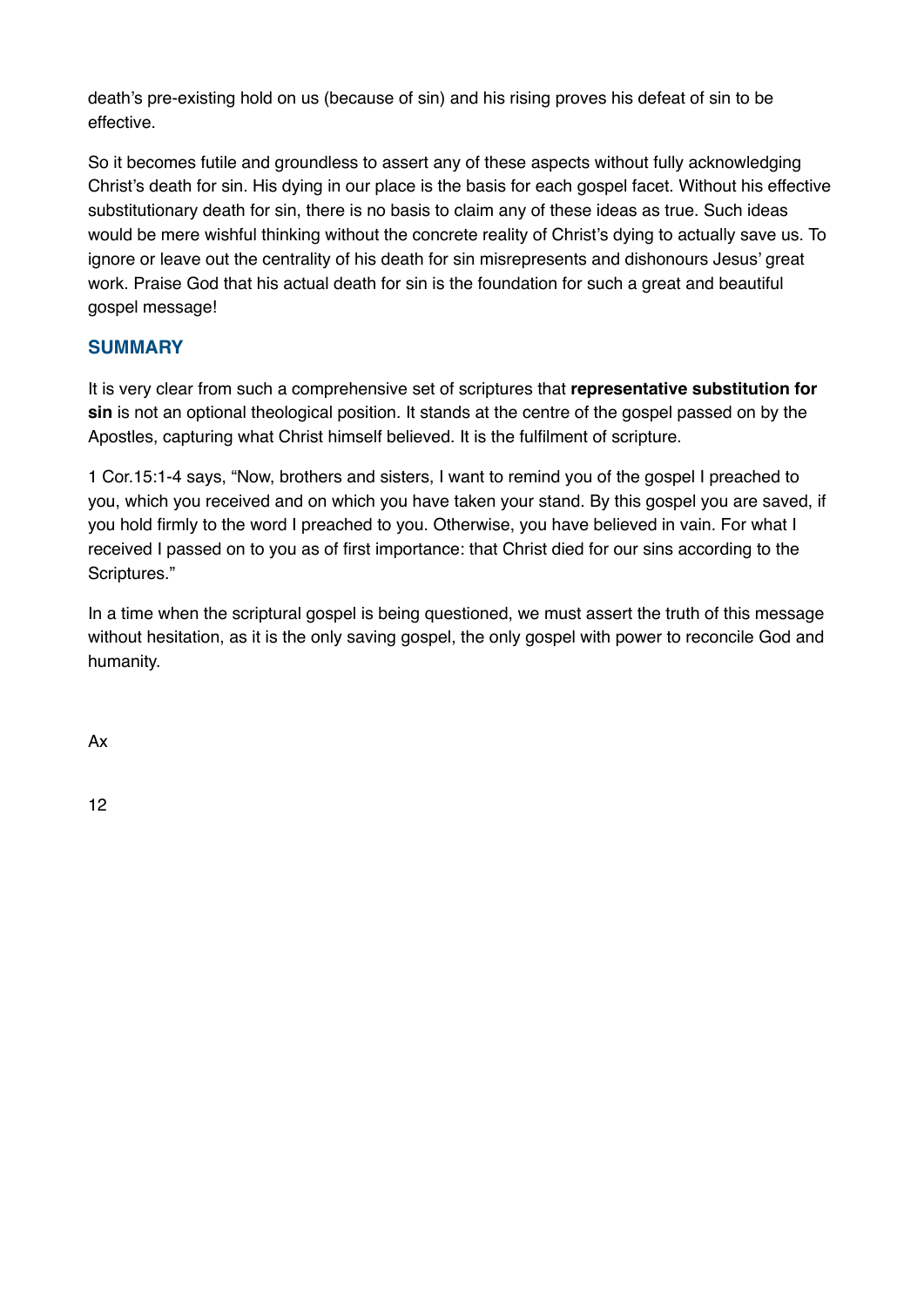death's pre-existing hold on us (because of sin) and his rising proves his defeat of sin to be effective.

So it becomes futile and groundless to assert any of these aspects without fully acknowledging Christ's death for sin. His dying in our place is the basis for each gospel facet. Without his effective substitutionary death for sin, there is no basis to claim any of these ideas as true. Such ideas would be mere wishful thinking without the concrete reality of Christ's dying to actually save us. To ignore or leave out the centrality of his death for sin misrepresents and dishonours Jesus' great work. Praise God that his actual death for sin is the foundation for such a great and beautiful gospel message!

## SUMMARY

It is very clear from such a comprehensive set of scriptures that **representative substitution for sin** is not an optional theological position. It stands at the centre of the gospel passed on by the Apostles, capturing what Christ himself believed. It is the fulfilment of scripture.

1 Cor.15:1-4 says, "Now, brothers and sisters, I want to remind you of the gospel I preached to you, which you received and on which you have taken your stand. By this gospel you are saved, if you hold firmly to the word I preached to you. Otherwise, you have believed in vain. For what I received I passed on to you as of first importance: that Christ died for our sins according to the Scriptures."

In a time when the scriptural gospel is being questioned, we must assert the truth of this message without hesitation, as it is the only saving gospel, the only gospel with power to reconcile God and humanity.

Ax